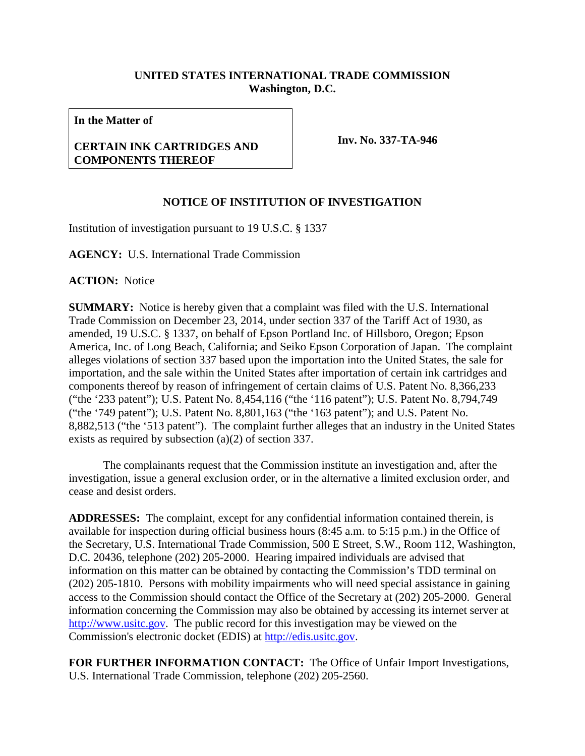**UNITED STATES INTERNATIONAL TRADE COMMISSION**
**Washington, D.C.**

| **In the Matter of**<br><br>**CERTAIN INK CARTRIDGES AND COMPONENTS THEREOF** | **Inv. No. 337-TA-946** |
|---|---|

## NOTICE OF INSTITUTION OF INVESTIGATION

Institution of investigation pursuant to 19 U.S.C. § 1337

**AGENCY:** U.S. International Trade Commission

**ACTION:** Notice

**SUMMARY:** Notice is hereby given that a complaint was filed with the U.S. International Trade Commission on December 23, 2014, under section 337 of the Tariff Act of 1930, as amended, 19 U.S.C. § 1337, on behalf of Epson Portland Inc. of Hillsboro, Oregon; Epson America, Inc. of Long Beach, California; and Seiko Epson Corporation of Japan. The complaint alleges violations of section 337 based upon the importation into the United States, the sale for importation, and the sale within the United States after importation of certain ink cartridges and components thereof by reason of infringement of certain claims of U.S. Patent No. 8,366,233 ("the '233 patent"); U.S. Patent No. 8,454,116 ("the '116 patent"); U.S. Patent No. 8,794,749 ("the '749 patent"); U.S. Patent No. 8,801,163 ("the '163 patent"); and U.S. Patent No. 8,882,513 ("the '513 patent"). The complaint further alleges that an industry in the United States exists as required by subsection (a)(2) of section 337.

The complainants request that the Commission institute an investigation and, after the investigation, issue a general exclusion order, or in the alternative a limited exclusion order, and cease and desist orders.

**ADDRESSES:** The complaint, except for any confidential information contained therein, is available for inspection during official business hours (8:45 a.m. to 5:15 p.m.) in the Office of the Secretary, U.S. International Trade Commission, 500 E Street, S.W., Room 112, Washington, D.C. 20436, telephone (202) 205-2000. Hearing impaired individuals are advised that information on this matter can be obtained by contacting the Commission's TDD terminal on (202) 205-1810. Persons with mobility impairments who will need special assistance in gaining access to the Commission should contact the Office of the Secretary at (202) 205-2000. General information concerning the Commission may also be obtained by accessing its internet server at http://www.usitc.gov. The public record for this investigation may be viewed on the Commission's electronic docket (EDIS) at http://edis.usitc.gov.

**FOR FURTHER INFORMATION CONTACT:** The Office of Unfair Import Investigations, U.S. International Trade Commission, telephone (202) 205-2560.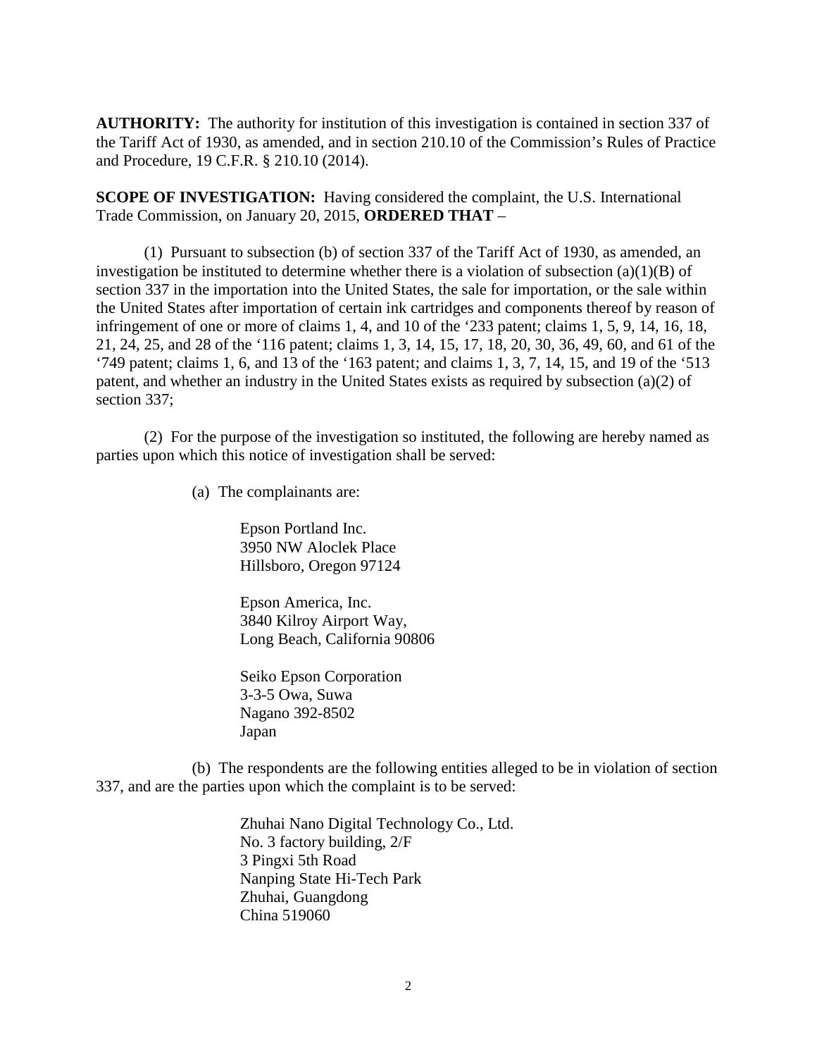**AUTHORITY:** The authority for institution of this investigation is contained in section 337 of the Tariff Act of 1930, as amended, and in section 210.10 of the Commission's Rules of Practice and Procedure, 19 C.F.R. § 210.10 (2014).

**SCOPE OF INVESTIGATION:** Having considered the complaint, the U.S. International Trade Commission, on January 20, 2015, **ORDERED THAT** –

(1) Pursuant to subsection (b) of section 337 of the Tariff Act of 1930, as amended, an investigation be instituted to determine whether there is a violation of subsection (a)(1)(B) of section 337 in the importation into the United States, the sale for importation, or the sale within the United States after importation of certain ink cartridges and components thereof by reason of infringement of one or more of claims 1, 4, and 10 of the '233 patent; claims 1, 5, 9, 14, 16, 18, 21, 24, 25, and 28 of the '116 patent; claims 1, 3, 14, 15, 17, 18, 20, 30, 36, 49, 60, and 61 of the '749 patent; claims 1, 6, and 13 of the '163 patent; and claims 1, 3, 7, 14, 15, and 19 of the '513 patent, and whether an industry in the United States exists as required by subsection (a)(2) of section 337;

(2) For the purpose of the investigation so instituted, the following are hereby named as parties upon which this notice of investigation shall be served:

(a) The complainants are:

Epson Portland Inc.
3950 NW Aloclek Place
Hillsboro, Oregon 97124

Epson America, Inc.
3840 Kilroy Airport Way,
Long Beach, California 90806

Seiko Epson Corporation
3-3-5 Owa, Suwa
Nagano 392-8502
Japan

(b) The respondents are the following entities alleged to be in violation of section 337, and are the parties upon which the complaint is to be served:

Zhuhai Nano Digital Technology Co., Ltd.
No. 3 factory building, 2/F
3 Pingxi 5th Road
Nanping State Hi-Tech Park
Zhuhai, Guangdong
China 519060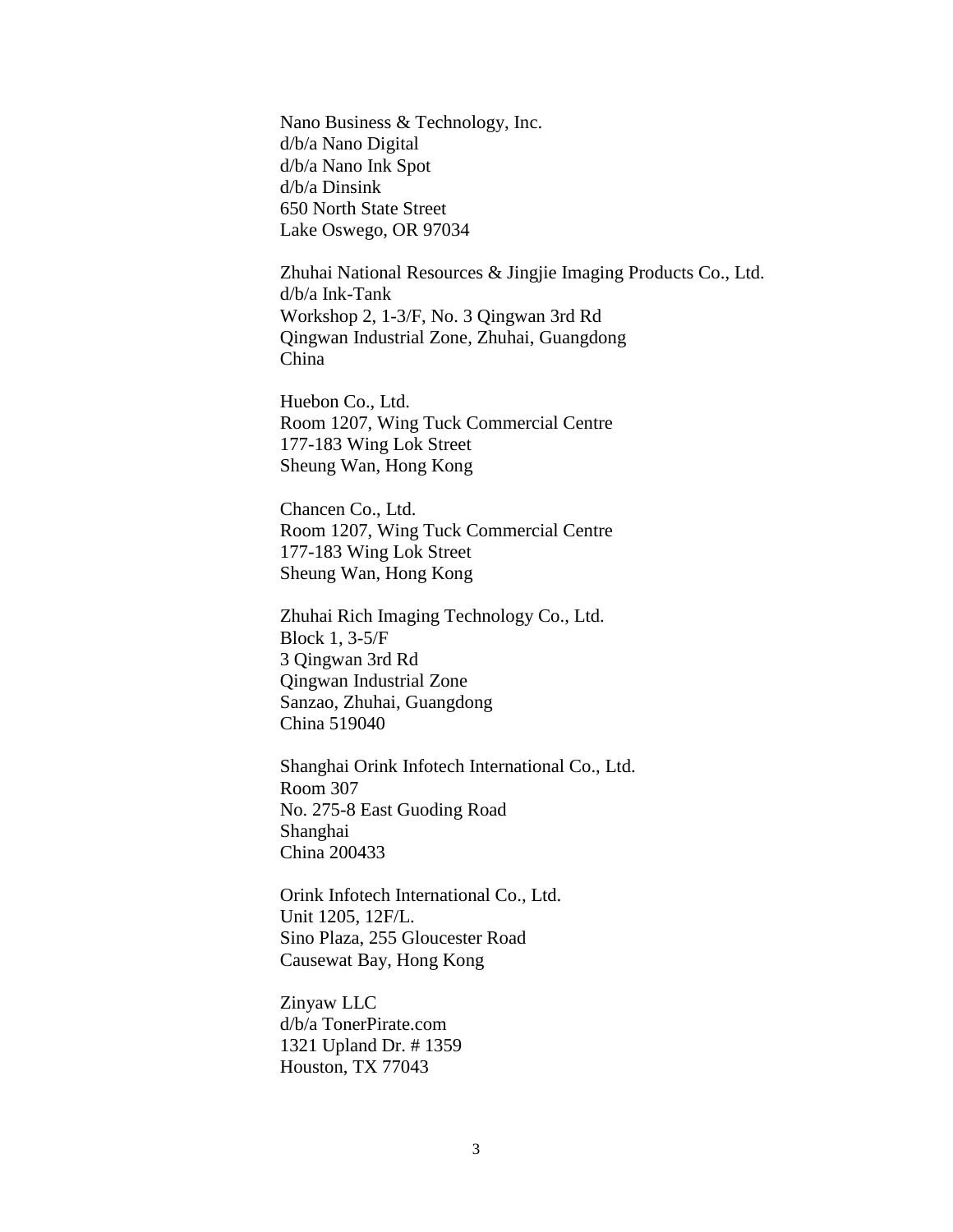Nano Business & Technology, Inc.
d/b/a Nano Digital
d/b/a Nano Ink Spot
d/b/a Dinsink
650 North State Street
Lake Oswego, OR 97034

Zhuhai National Resources & Jingjie Imaging Products Co., Ltd.
d/b/a Ink-Tank
Workshop 2, 1-3/F, No. 3 Qingwan 3rd Rd
Qingwan Industrial Zone, Zhuhai, Guangdong
China

Huebon Co., Ltd.
Room 1207, Wing Tuck Commercial Centre
177-183 Wing Lok Street
Sheung Wan, Hong Kong

Chancen Co., Ltd.
Room 1207, Wing Tuck Commercial Centre
177-183 Wing Lok Street
Sheung Wan, Hong Kong

Zhuhai Rich Imaging Technology Co., Ltd.
Block 1, 3-5/F
3 Qingwan 3rd Rd
Qingwan Industrial Zone
Sanzao, Zhuhai, Guangdong
China 519040

Shanghai Orink Infotech International Co., Ltd.
Room 307
No. 275-8 East Guoding Road
Shanghai
China 200433

Orink Infotech International Co., Ltd.
Unit 1205, 12F/L.
Sino Plaza, 255 Gloucester Road
Causewat Bay, Hong Kong

Zinyaw LLC
d/b/a TonerPirate.com
1321 Upland Dr. # 1359
Houston, TX 77043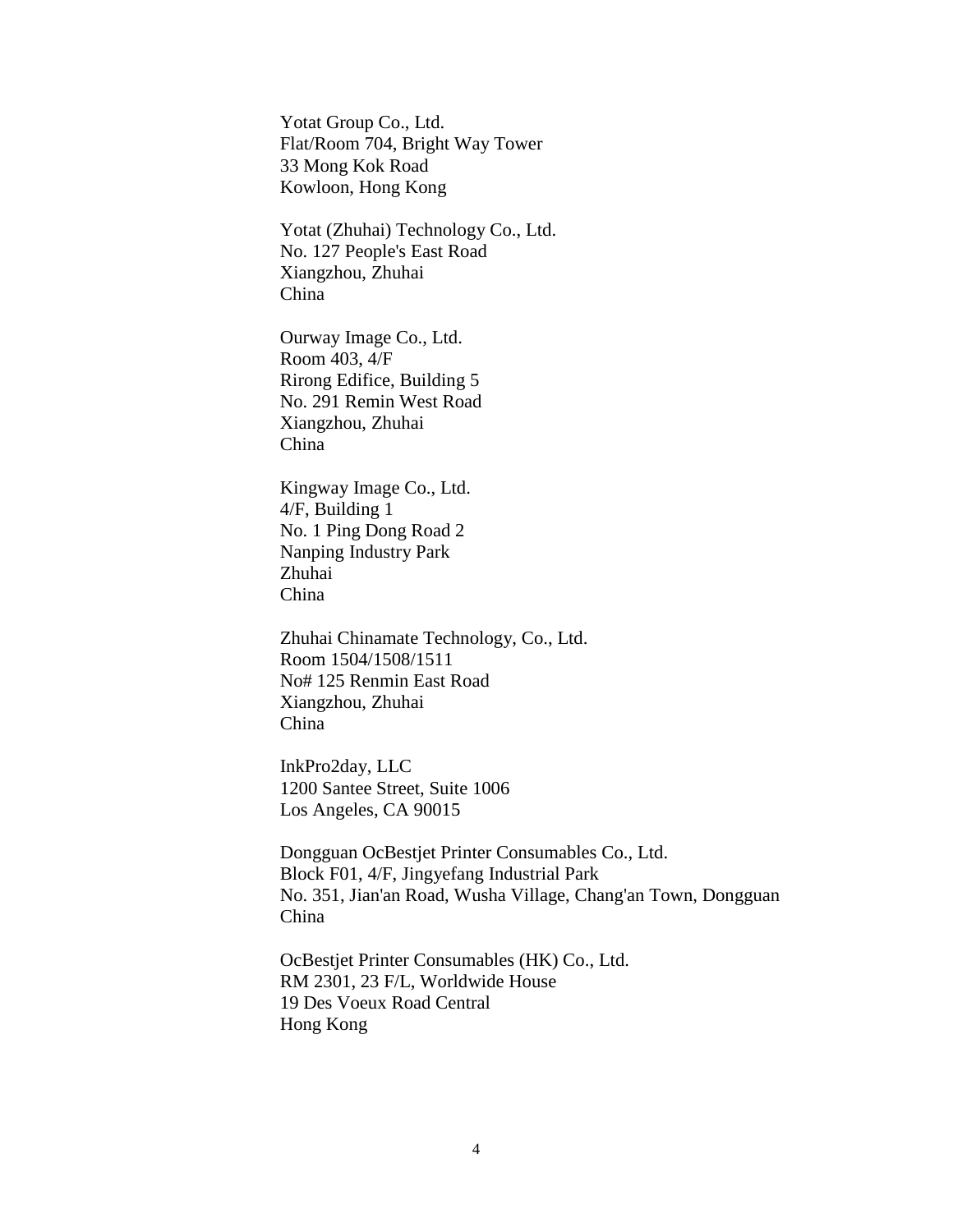Yotat Group Co., Ltd.
Flat/Room 704, Bright Way Tower
33 Mong Kok Road
Kowloon, Hong Kong

Yotat (Zhuhai) Technology Co., Ltd.
No. 127 People's East Road
Xiangzhou, Zhuhai
China

Ourway Image Co., Ltd.
Room 403, 4/F
Rirong Edifice, Building 5
No. 291 Remin West Road
Xiangzhou, Zhuhai
China

Kingway Image Co., Ltd.
4/F, Building 1
No. 1 Ping Dong Road 2
Nanping Industry Park
Zhuhai
China

Zhuhai Chinamate Technology, Co., Ltd.
Room 1504/1508/1511
No# 125 Renmin East Road
Xiangzhou, Zhuhai
China

InkPro2day, LLC
1200 Santee Street, Suite 1006
Los Angeles, CA 90015

Dongguan OcBestjet Printer Consumables Co., Ltd.
Block F01, 4/F, Jingyefang Industrial Park
No. 351, Jian'an Road, Wusha Village, Chang'an Town, Dongguan
China

OcBestjet Printer Consumables (HK) Co., Ltd.
RM 2301, 23 F/L, Worldwide House
19 Des Voeux Road Central
Hong Kong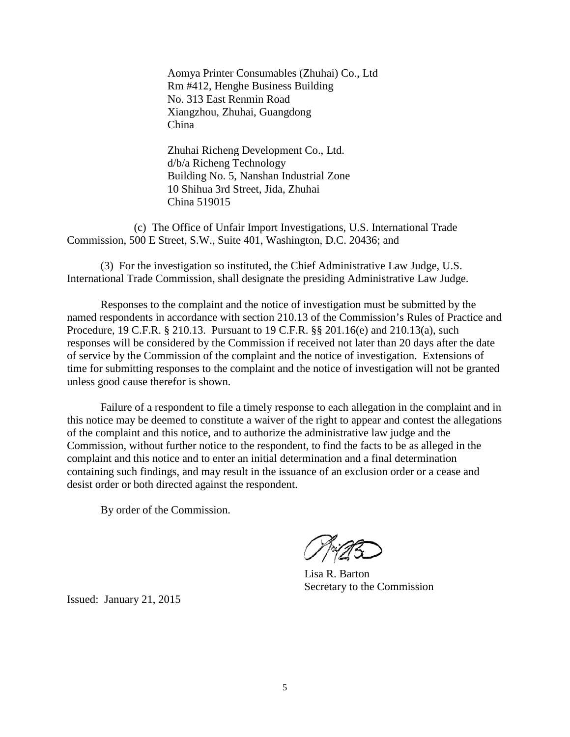Aomya Printer Consumables (Zhuhai) Co., Ltd
Rm #412, Henghe Business Building
No. 313 East Renmin Road
Xiangzhou, Zhuhai, Guangdong
China

Zhuhai Richeng Development Co., Ltd.
d/b/a Richeng Technology
Building No. 5, Nanshan Industrial Zone
10 Shihua 3rd Street, Jida, Zhuhai
China 519015

(c) The Office of Unfair Import Investigations, U.S. International Trade Commission, 500 E Street, S.W., Suite 401, Washington, D.C. 20436; and

(3) For the investigation so instituted, the Chief Administrative Law Judge, U.S. International Trade Commission, shall designate the presiding Administrative Law Judge.

Responses to the complaint and the notice of investigation must be submitted by the named respondents in accordance with section 210.13 of the Commission's Rules of Practice and Procedure, 19 C.F.R. § 210.13. Pursuant to 19 C.F.R. §§ 201.16(e) and 210.13(a), such responses will be considered by the Commission if received not later than 20 days after the date of service by the Commission of the complaint and the notice of investigation. Extensions of time for submitting responses to the complaint and the notice of investigation will not be granted unless good cause therefor is shown.

Failure of a respondent to file a timely response to each allegation in the complaint and in this notice may be deemed to constitute a waiver of the right to appear and contest the allegations of the complaint and this notice, and to authorize the administrative law judge and the Commission, without further notice to the respondent, to find the facts to be as alleged in the complaint and this notice and to enter an initial determination and a final determination containing such findings, and may result in the issuance of an exclusion order or a cease and desist order or both directed against the respondent.

By order of the Commission.

Lisa R. Barton
Secretary to the Commission

Issued: January 21, 2015